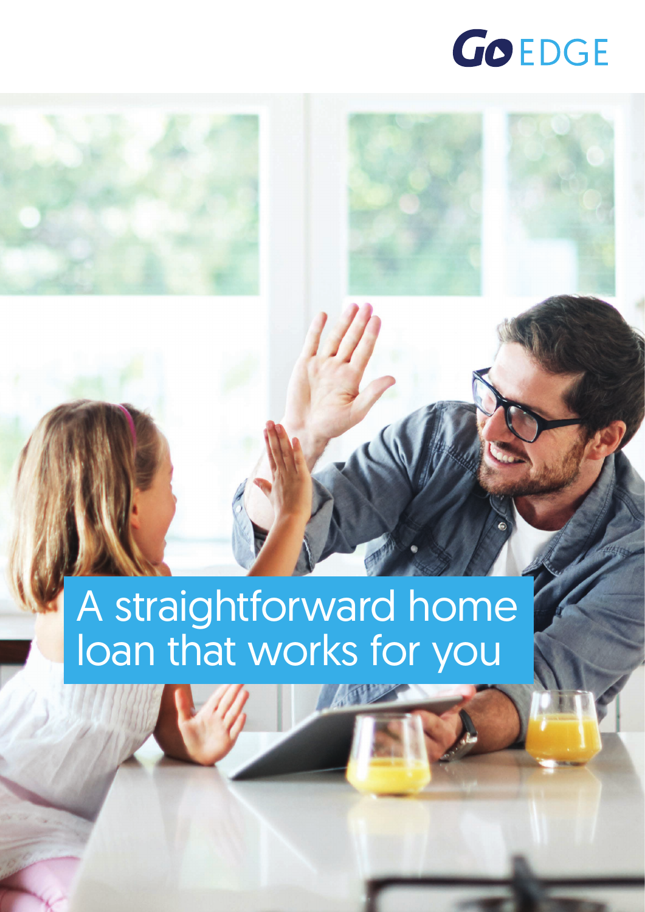GoEDGE

# A straightforward home loan that works for you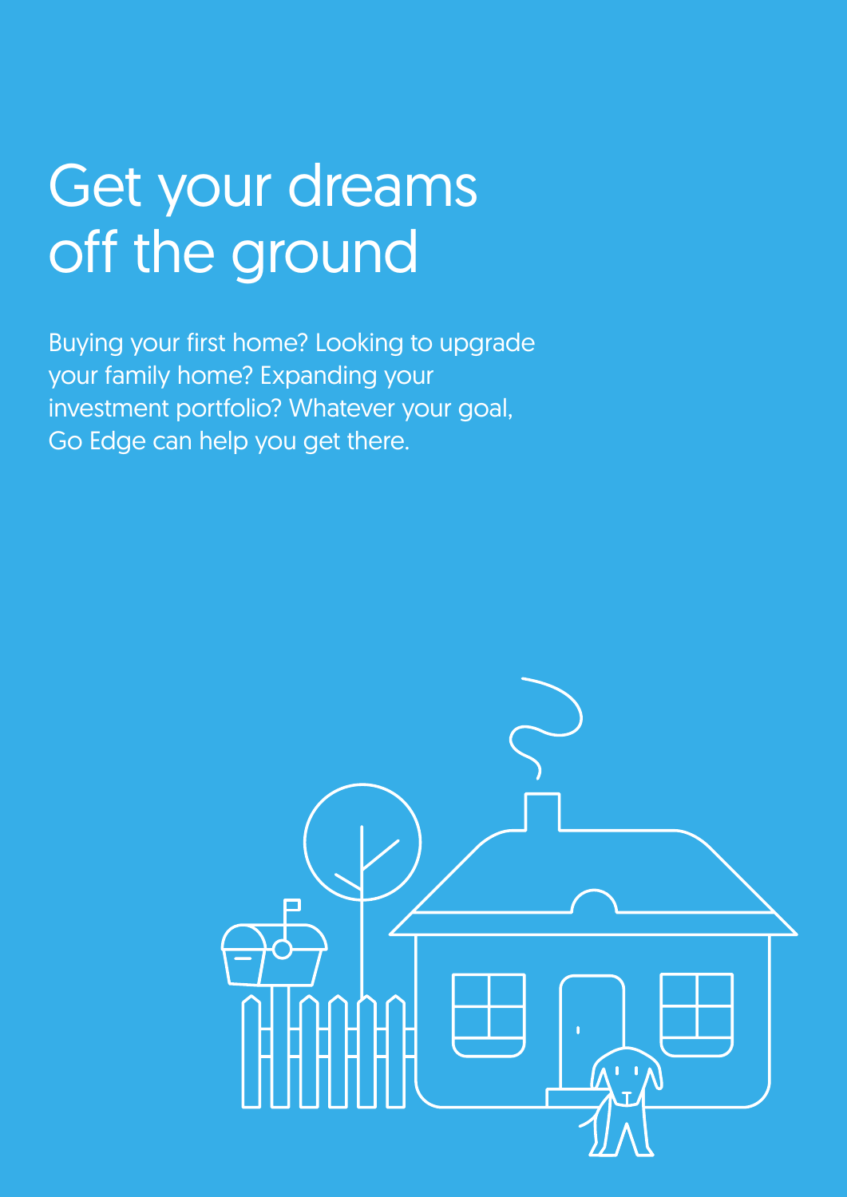# Get your dreams off the ground

Buying your first home? Looking to upgrade your family home? Expanding your investment portfolio? Whatever your goal, Go Edge can help you get there.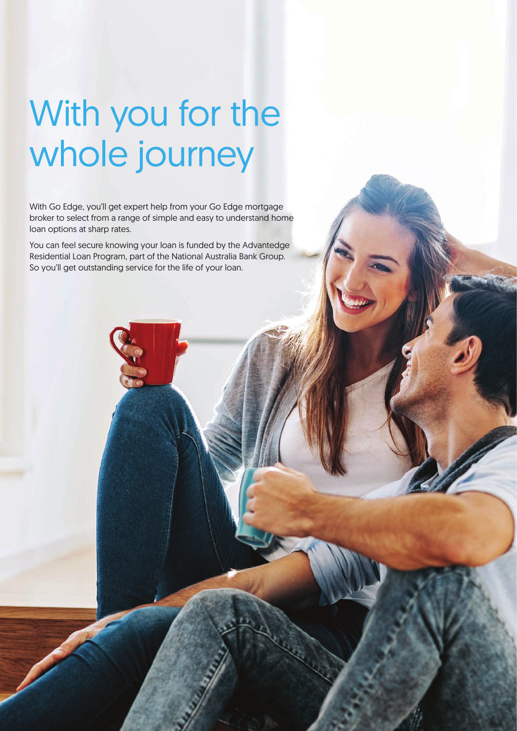# With you for the whole journey

With Go Edge, you'll get expert help from your Go Edge mortgage broker to select from a range of simple and easy to understand home loan options at sharp rates.

You can feel secure knowing your loan is funded by the Advantedge Residential Loan Program, part of the National Australia Bank Group. So you'll get outstanding service for the life of your loan.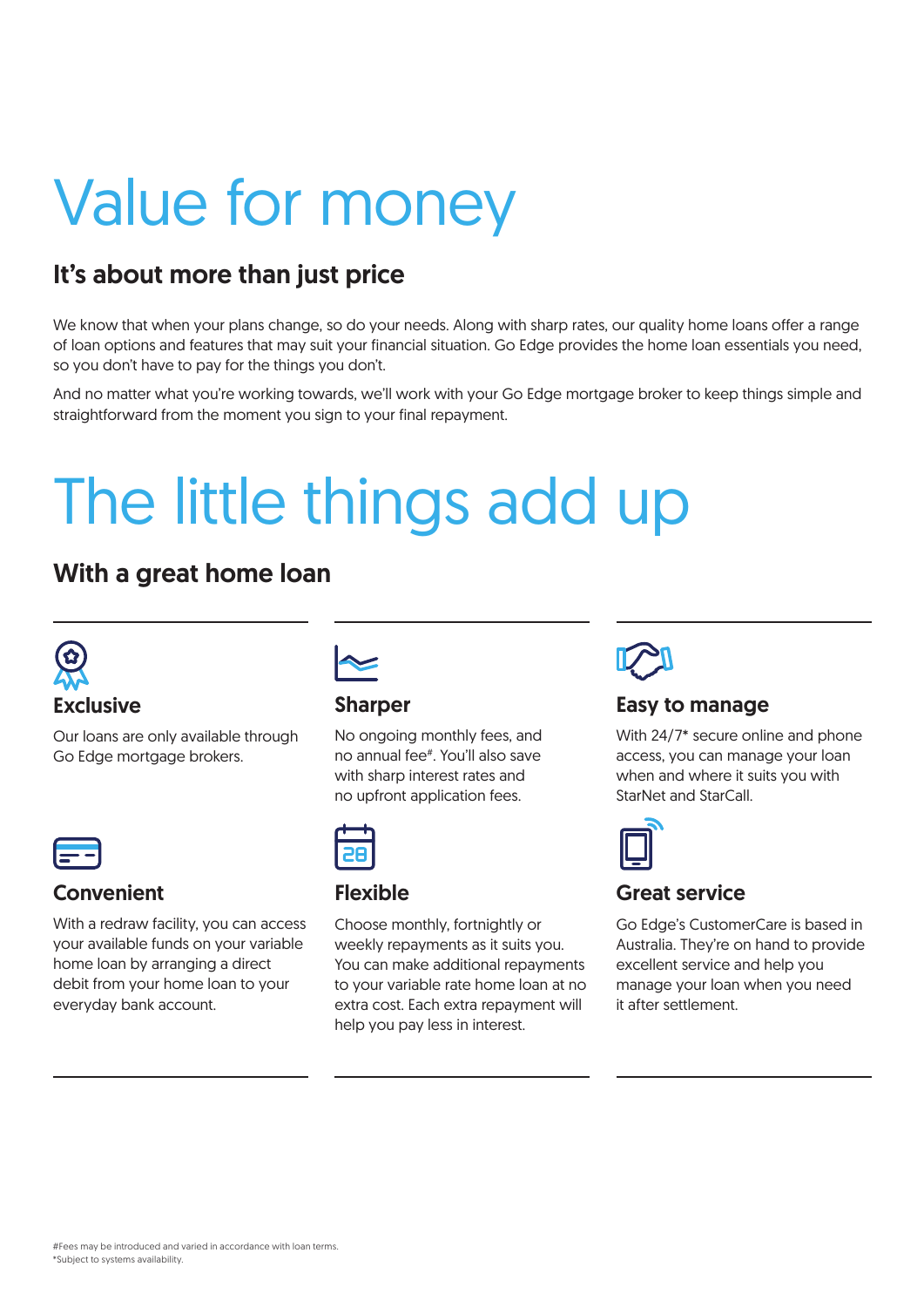# Value for money

## It's about more than just price

We know that when your plans change, so do your needs. Along with sharp rates, our quality home loans offer a range of loan options and features that may suit your financial situation. Go Edge provides the home loan essentials you need, so you don't have to pay for the things you don't.

And no matter what you're working towards, we'll work with your Go Edge mortgage broker to keep things simple and straightforward from the moment you sign to your final repayment.

# The little things add up

## With a great home loan

### Exclusive

Our loans are only available through Go Edge mortgage brokers.

### Sharper

No ongoing monthly fees, and no annual fee#. You'll also save with sharp interest rates and no upfront application fees.

### Easy to manage

With 24/7* secure online and phone access, you can manage your loan when and where it suits you with StarNet and StarCall.

### Convenient

With a redraw facility, you can access your available funds on your variable home loan by arranging a direct debit from your home loan to your everyday bank account.

### Flexible

Choose monthly, fortnightly or weekly repayments as it suits you. You can make additional repayments to your variable rate home loan at no extra cost. Each extra repayment will help you pay less in interest.

### Great service

Go Edge's CustomerCare is based in Australia. They're on hand to provide excellent service and help you manage your loan when you need it after settlement.

#Fees may be introduced and varied in accordance with loan terms.
*Subject to systems availability.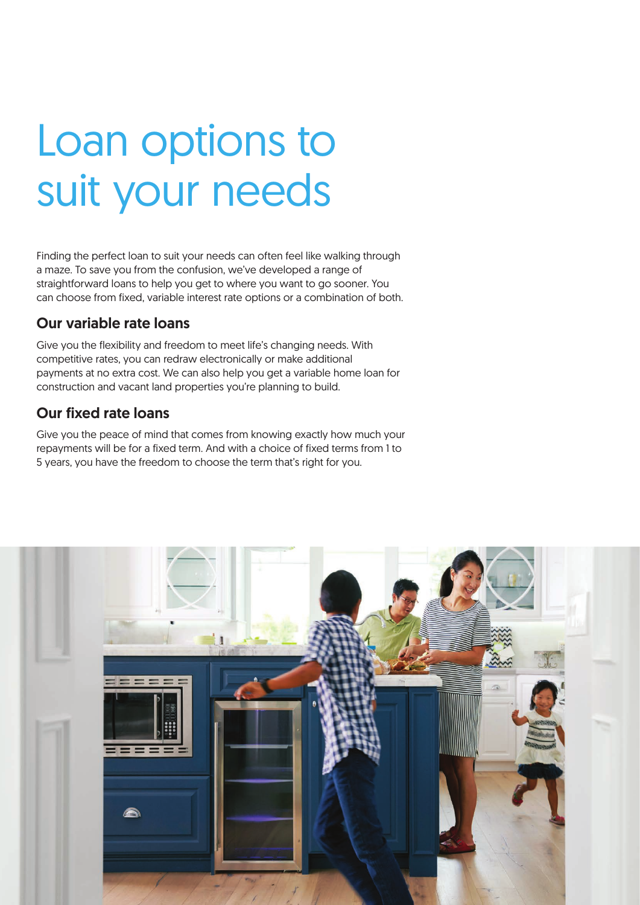# Loan options to suit your needs

Finding the perfect loan to suit your needs can often feel like walking through a maze. To save you from the confusion, we've developed a range of straightforward loans to help you get to where you want to go sooner. You can choose from fixed, variable interest rate options or a combination of both.

## Our variable rate loans

Give you the flexibility and freedom to meet life's changing needs. With competitive rates, you can redraw electronically or make additional payments at no extra cost. We can also help you get a variable home loan for construction and vacant land properties you're planning to build.

## Our fixed rate loans

Give you the peace of mind that comes from knowing exactly how much your repayments will be for a fixed term. And with a choice of fixed terms from 1 to 5 years, you have the freedom to choose the term that's right for you.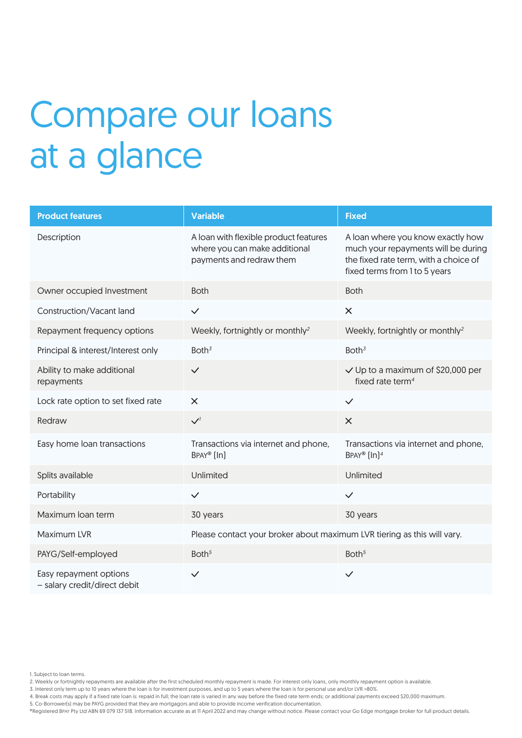# Compare our loans at a glance

| Product features | Variable | Fixed |
|---|---|---|
| Description | A loan with flexible product features where you can make additional payments and redraw them | A loan where you know exactly how much your repayments will be during the fixed rate term, with a choice of fixed terms from 1 to 5 years |
| Owner occupied Investment | Both | Both |
| Construction/Vacant land | ✓ | ✕ |
| Repayment frequency options | Weekly, fortnightly or monthly[2] | Weekly, fortnightly or monthly[2] |
| Principal & interest/Interest only | Both[3] | Both[3] |
| Ability to make additional repayments | ✓ | ✓ Up to a maximum of $20,000 per fixed rate term[4] |
| Lock rate option to set fixed rate | ✕ | ✓ |
| Redraw | ✓[1] | ✕ |
| Easy home loan transactions | Transactions via internet and phone, BPAY® (In) | Transactions via internet and phone, BPAY® (In)[4] |
| Splits available | Unlimited | Unlimited |
| Portability | ✓ | ✓ |
| Maximum loan term | 30 years | 30 years |
| Maximum LVR | Please contact your broker about maximum LVR tiering as this will vary. | |
| PAYG/Self-employed | Both[5] | Both[5] |
| Easy repayment options – salary credit/direct debit | ✓ | ✓ |

1. Subject to loan terms.
2. Weekly or fortnightly repayments are available after the first scheduled monthly repayment is made. For interest only loans, only monthly repayment option is available.
3. Interest only term up to 10 years where the loan is for investment purposes, and up to 5 years where the loan is for personal use and/or LVR >80%.
4. Break costs may apply if a fixed rate loan is: repaid in full; the loan rate is varied in any way before the fixed rate term ends; or additional payments exceed $20,000 maximum.
5. Co-Borrower(s) may be PAYG provided that they are mortgagors and able to provide income verification documentation.

®Registered BPAY Pty Ltd ABN 69 079 137 518. Information accurate as at 11 April 2022 and may change without notice. Please contact your Go Edge mortgage broker for full product details.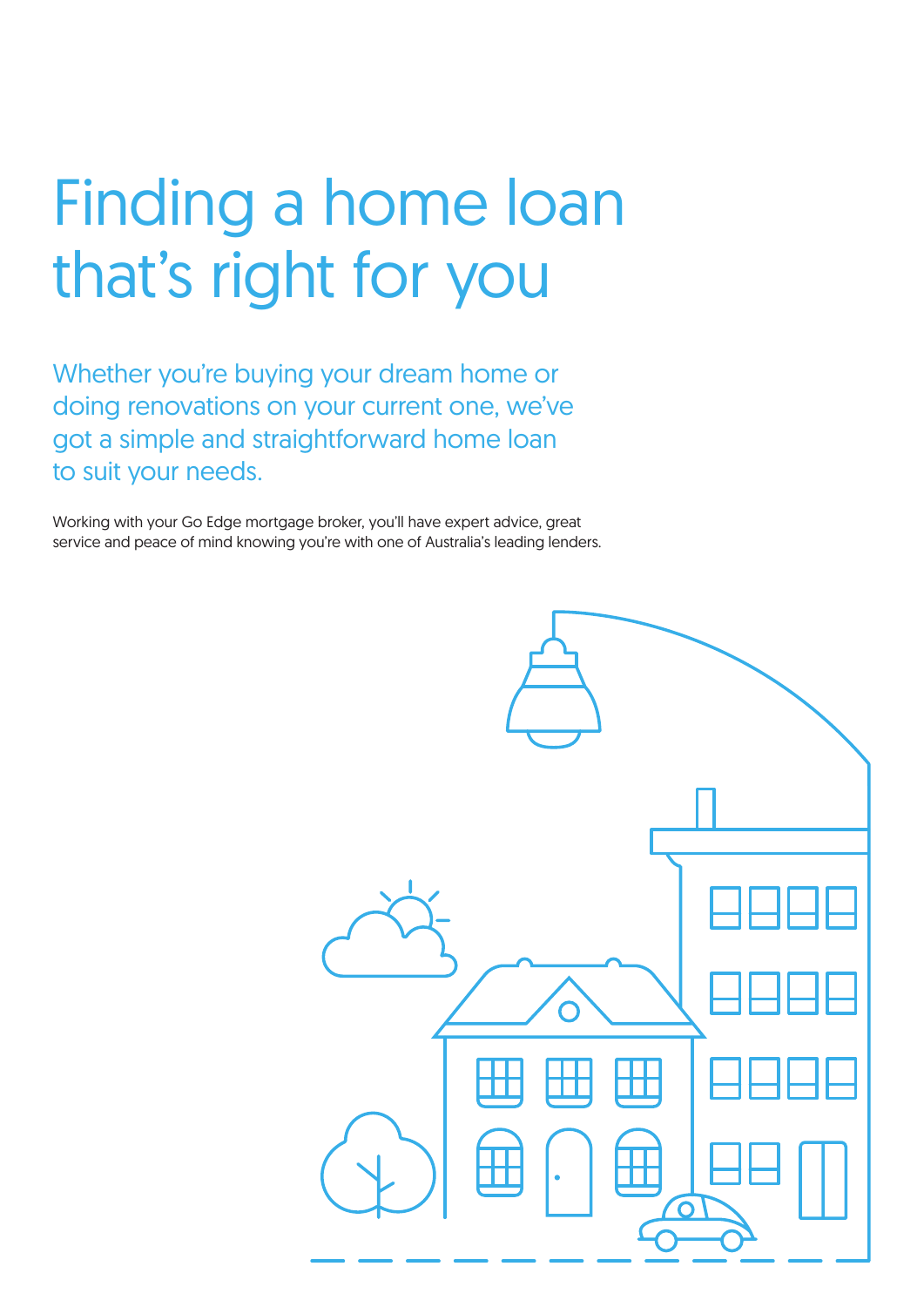# Finding a home loan that's right for you

## Whether you're buying your dream home or doing renovations on your current one, we've got a simple and straightforward home loan to suit your needs.

Working with your Go Edge mortgage broker, you'll have expert advice, great service and peace of mind knowing you're with one of Australia's leading lenders.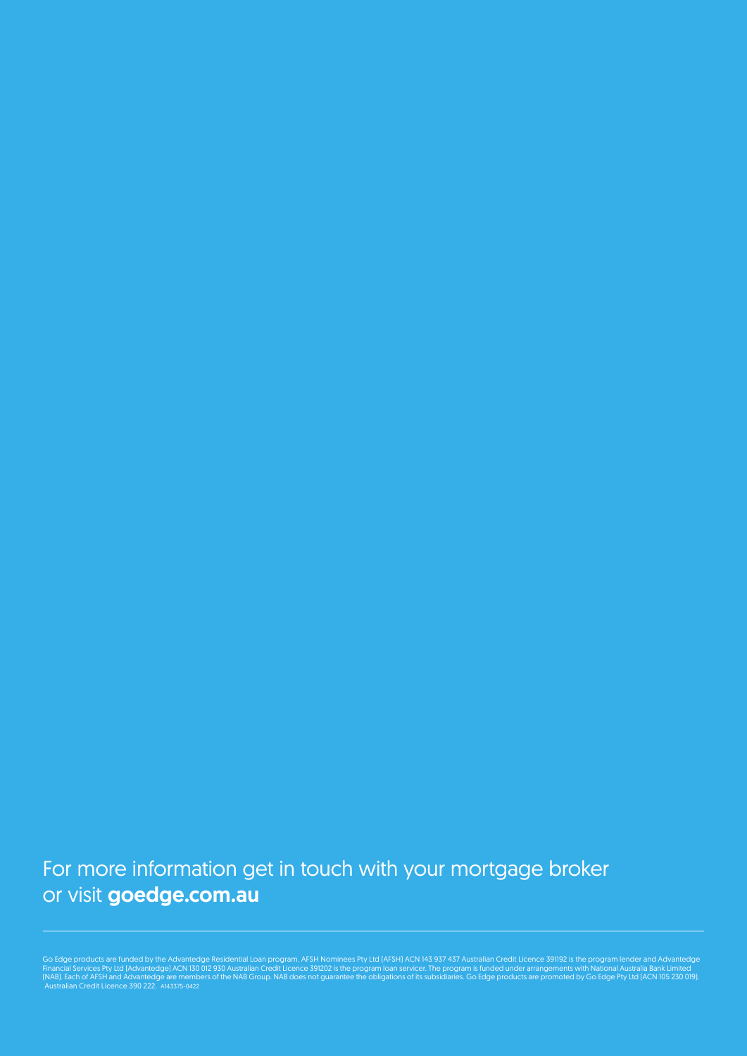For more information get in touch with your mortgage broker or visit **goedge.com.au**

---

Go Edge products are funded by the Advantedge Residential Loan program. AFSH Nominees Pty Ltd (AFSH) ACN 143 937 437 Australian Credit Licence 391192 is the program lender and Advantedge Financial Services Pty Ltd (Advantedge) ACN 130 012 930 Australian Credit Licence 391202 is the program loan servicer. The program is funded under arrangements with National Australia Bank Limited (NAB). Each of AFSH and Advantedge are members of the NAB Group. NAB does not guarantee the obligations of its subsidiaries. Go Edge products are promoted by Go Edge Pty Ltd (ACN 105 230 019). Australian Credit Licence 390 222. A143375-0422